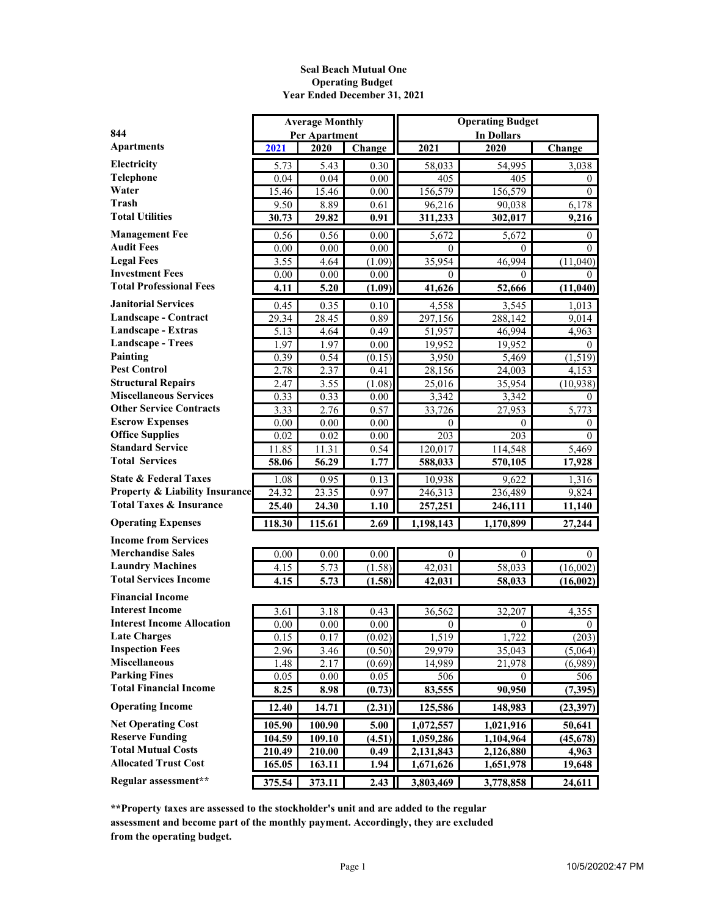**Seal Beach Mutual One**
**Operating Budget**
**Year Ended December 31, 2021**

| 844 Apartments | Average Monthly Per Apartment | | | Operating Budget In Dollars | | |
|---|---|---|---|---|---|---|
| | 2021 | 2020 | Change | 2021 | 2020 | Change |
| **Electricity** | 5.73 | 5.43 | 0.30 | 58,033 | 54,995 | 3,038 |
| **Telephone** | 0.04 | 0.04 | 0.00 | 405 | 405 | 0 |
| **Water** | 15.46 | 15.46 | 0.00 | 156,579 | 156,579 | 0 |
| **Trash** | 9.50 | 8.89 | 0.61 | 96,216 | 90,038 | 6,178 |
| **Total Utilities** | **30.73** | **29.82** | **0.91** | **311,233** | **302,017** | **9,216** |
| **Management Fee** | 0.56 | 0.56 | 0.00 | 5,672 | 5,672 | 0 |
| **Audit Fees** | 0.00 | 0.00 | 0.00 | 0 | 0 | 0 |
| **Legal Fees** | 3.55 | 4.64 | (1.09) | 35,954 | 46,994 | (11,040) |
| **Investment Fees** | 0.00 | 0.00 | 0.00 | 0 | 0 | 0 |
| **Total Professional Fees** | **4.11** | **5.20** | **(1.09)** | **41,626** | **52,666** | **(11,040)** |
| **Janitorial Services** | 0.45 | 0.35 | 0.10 | 4,558 | 3,545 | 1,013 |
| **Landscape - Contract** | 29.34 | 28.45 | 0.89 | 297,156 | 288,142 | 9,014 |
| **Landscape - Extras** | 5.13 | 4.64 | 0.49 | 51,957 | 46,994 | 4,963 |
| **Landscape - Trees** | 1.97 | 1.97 | 0.00 | 19,952 | 19,952 | 0 |
| **Painting** | 0.39 | 0.54 | (0.15) | 3,950 | 5,469 | (1,519) |
| **Pest Control** | 2.78 | 2.37 | 0.41 | 28,156 | 24,003 | 4,153 |
| **Structural Repairs** | 2.47 | 3.55 | (1.08) | 25,016 | 35,954 | (10,938) |
| **Miscellaneous Services** | 0.33 | 0.33 | 0.00 | 3,342 | 3,342 | 0 |
| **Other Service Contracts** | 3.33 | 2.76 | 0.57 | 33,726 | 27,953 | 5,773 |
| **Escrow Expenses** | 0.00 | 0.00 | 0.00 | 0 | 0 | 0 |
| **Office Supplies** | 0.02 | 0.02 | 0.00 | 203 | 203 | 0 |
| **Standard Service** | 11.85 | 11.31 | 0.54 | 120,017 | 114,548 | 5,469 |
| **Total Services** | **58.06** | **56.29** | **1.77** | **588,033** | **570,105** | **17,928** |
| **State & Federal Taxes** | 1.08 | 0.95 | 0.13 | 10,938 | 9,622 | 1,316 |
| **Property & Liability Insurance** | 24.32 | 23.35 | 0.97 | 246,313 | 236,489 | 9,824 |
| **Total Taxes & Insurance** | **25.40** | **24.30** | **1.10** | **257,251** | **246,111** | **11,140** |
| **Operating Expenses** | **118.30** | **115.61** | **2.69** | **1,198,143** | **1,170,899** | **27,244** |
| **Income from Services** | | | | | | |
| **Merchandise Sales** | 0.00 | 0.00 | 0.00 | 0 | 0 | 0 |
| **Laundry Machines** | 4.15 | 5.73 | (1.58) | 42,031 | 58,033 | (16,002) |
| **Total Services Income** | **4.15** | **5.73** | **(1.58)** | **42,031** | **58,033** | **(16,002)** |
| **Financial Income** | | | | | | |
| **Interest Income** | 3.61 | 3.18 | 0.43 | 36,562 | 32,207 | 4,355 |
| **Interest Income Allocation** | 0.00 | 0.00 | 0.00 | 0 | 0 | 0 |
| **Late Charges** | 0.15 | 0.17 | (0.02) | 1,519 | 1,722 | (203) |
| **Inspection Fees** | 2.96 | 3.46 | (0.50) | 29,979 | 35,043 | (5,064) |
| **Miscellaneous** | 1.48 | 2.17 | (0.69) | 14,989 | 21,978 | (6,989) |
| **Parking Fines** | 0.05 | 0.00 | 0.05 | 506 | 0 | 506 |
| **Total Financial Income** | **8.25** | **8.98** | **(0.73)** | **83,555** | **90,950** | **(7,395)** |
| **Operating Income** | **12.40** | **14.71** | **(2.31)** | **125,586** | **148,983** | **(23,397)** |
| **Net Operating Cost** | **105.90** | **100.90** | **5.00** | **1,072,557** | **1,021,916** | **50,641** |
| **Reserve Funding** | **104.59** | **109.10** | **(4.51)** | **1,059,286** | **1,104,964** | **(45,678)** |
| **Total Mutual Costs** | **210.49** | **210.00** | **0.49** | **2,131,843** | **2,126,880** | **4,963** |
| **Allocated Trust Cost** | **165.05** | **163.11** | **1.94** | **1,671,626** | **1,651,978** | **19,648** |
| **Regular assessment\*\*** | **375.54** | **373.11** | **2.43** | **3,803,469** | **3,778,858** | **24,611** |

**\*\*Property taxes are assessed to the stockholder's unit and are added to the regular assessment and become part of the monthly payment. Accordingly, they are excluded from the operating budget.**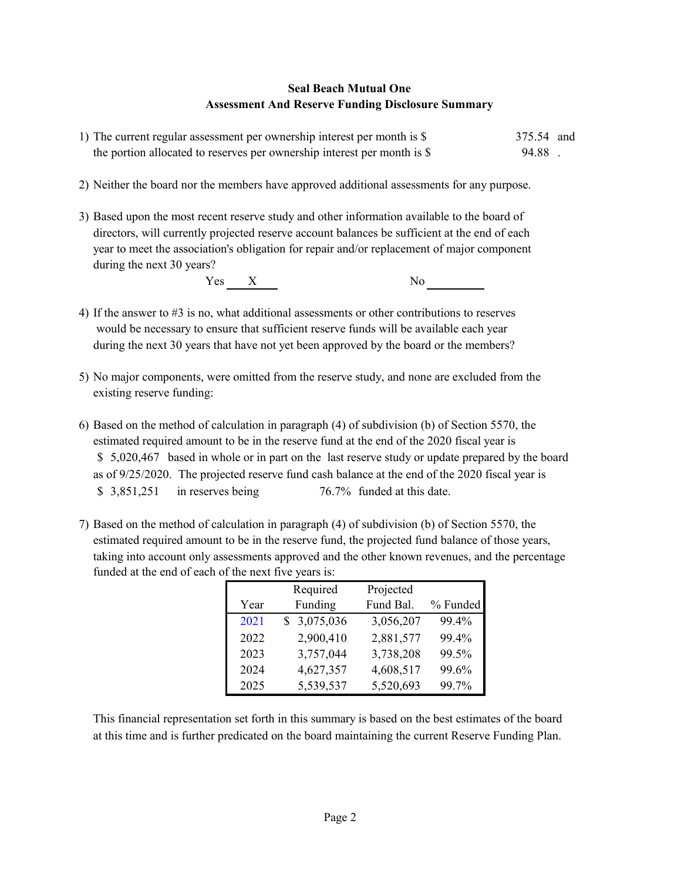**Seal Beach Mutual One**
**Assessment And Reserve Funding Disclosure Summary**

1) The current regular assessment per ownership interest per month is $ 375.54 and the portion allocated to reserves per ownership interest per month is $ 94.88 .

2) Neither the board nor the members have approved additional assessments for any purpose.

3) Based upon the most recent reserve study and other information available to the board of directors, will currently projected reserve account balances be sufficient at the end of each year to meet the association's obligation for repair and/or replacement of major component during the next 30 years?

   Yes __X__ No ______

4) If the answer to #3 is no, what additional assessments or other contributions to reserves would be necessary to ensure that sufficient reserve funds will be available each year during the next 30 years that have not yet been approved by the board or the members?

5) No major components, were omitted from the reserve study, and none are excluded from the existing reserve funding:

6) Based on the method of calculation in paragraph (4) of subdivision (b) of Section 5570, the estimated required amount to be in the reserve fund at the end of the 2020 fiscal year is $ 5,020,467 based in whole or in part on the last reserve study or update prepared by the board as of 9/25/2020. The projected reserve fund cash balance at the end of the 2020 fiscal year is $ 3,851,251 in reserves being 76.7% funded at this date.

7) Based on the method of calculation in paragraph (4) of subdivision (b) of Section 5570, the estimated required amount to be in the reserve fund, the projected fund balance of those years, taking into account only assessments approved and the other known revenues, and the percentage funded at the end of each of the next five years is:

| Year | Required Funding | Projected Fund Bal. | % Funded |
|---|---|---|---|
| 2021 | $ 3,075,036 | 3,056,207 | 99.4% |
| 2022 | 2,900,410 | 2,881,577 | 99.4% |
| 2023 | 3,757,044 | 3,738,208 | 99.5% |
| 2024 | 4,627,357 | 4,608,517 | 99.6% |
| 2025 | 5,539,537 | 5,520,693 | 99.7% |

This financial representation set forth in this summary is based on the best estimates of the board at this time and is further predicated on the board maintaining the current Reserve Funding Plan.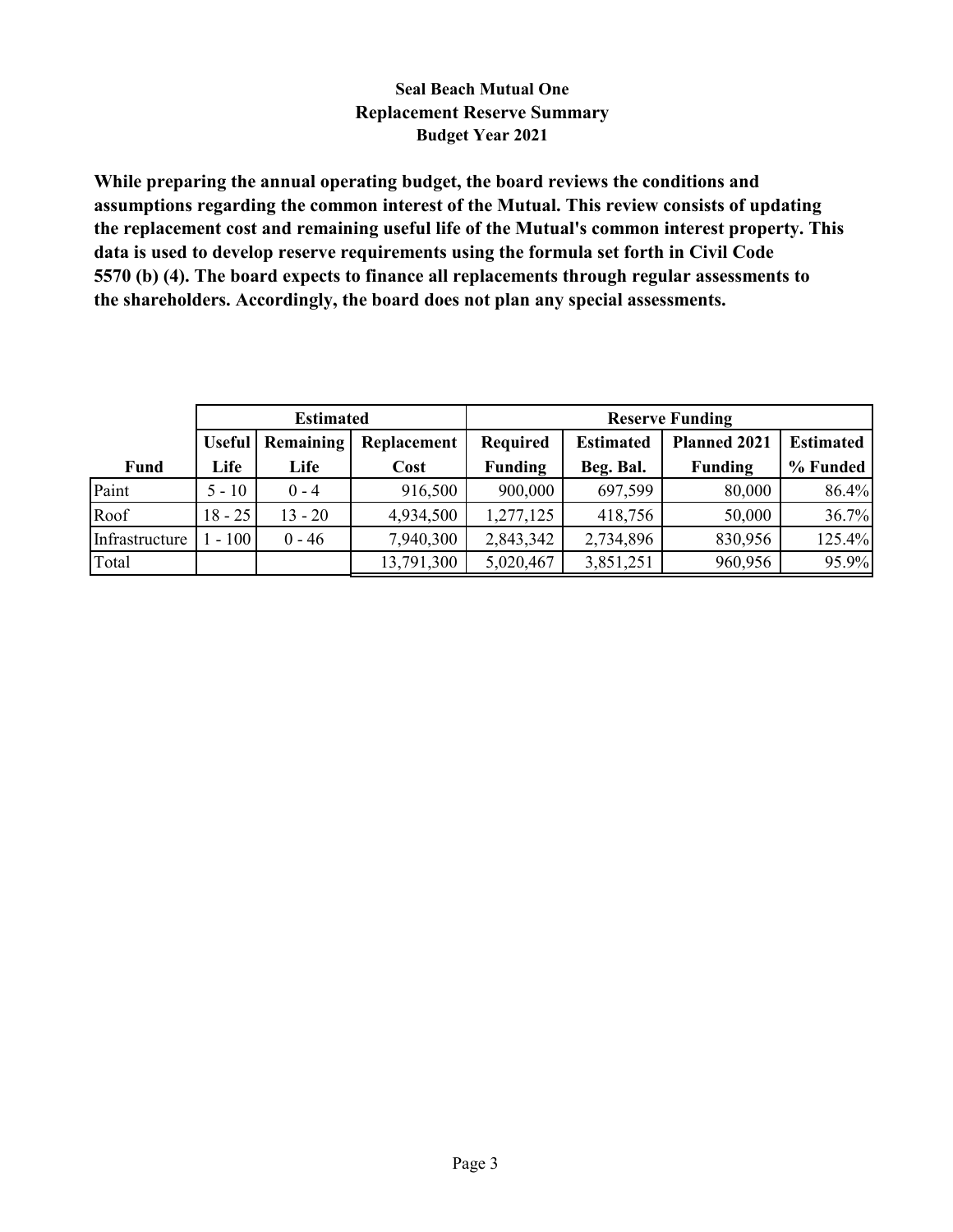**Seal Beach Mutual One**
**Replacement Reserve Summary**
**Budget Year 2021**

**While preparing the annual operating budget, the board reviews the conditions and assumptions regarding the common interest of the Mutual. This review consists of updating the replacement cost and remaining useful life of the Mutual's common interest property. This data is used to develop reserve requirements using the formula set forth in Civil Code 5570 (b) (4). The board expects to finance all replacements through regular assessments to the shareholders. Accordingly, the board does not plan any special assessments.**

| | Estimated | | | Reserve Funding | | | |
|---|---|---|---|---|---|---|---|
| Fund | Useful Life | Remaining Life | Replacement Cost | Required Funding | Estimated Beg. Bal. | Planned 2021 Funding | Estimated % Funded |
| Paint | 5 - 10 | 0 - 4 | 916,500 | 900,000 | 697,599 | 80,000 | 86.4% |
| Roof | 18 - 25 | 13 - 20 | 4,934,500 | 1,277,125 | 418,756 | 50,000 | 36.7% |
| Infrastructure | 1 - 100 | 0 - 46 | 7,940,300 | 2,843,342 | 2,734,896 | 830,956 | 125.4% |
| Total | | | 13,791,300 | 5,020,467 | 3,851,251 | 960,956 | 95.9% |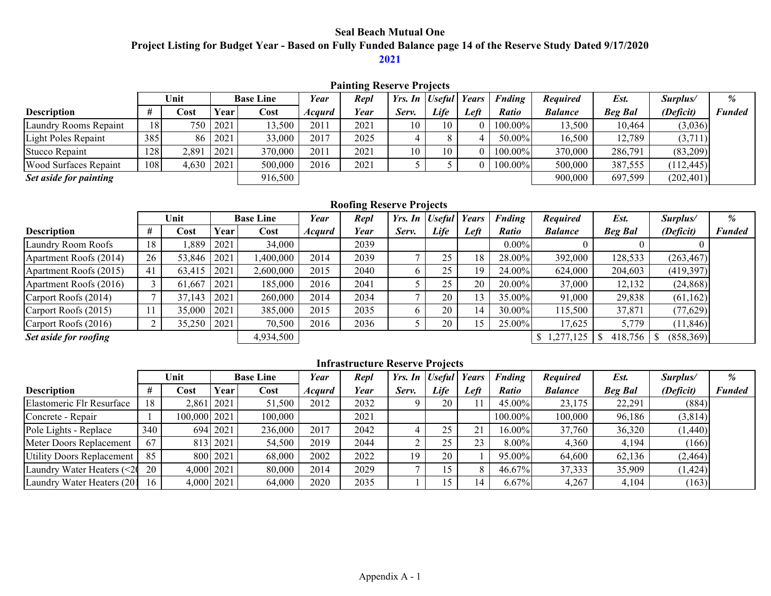**Seal Beach Mutual One**

**Project Listing for Budget Year - Based on Fully Funded Balance page 14 of the Reserve Study Dated 9/17/2020**

**2021**

### Painting Reserve Projects

| | Unit | | Base Line | | *Year* | *Repl* | *Yrs. In* | *Useful* | *Years* | *Fnding* | *Required* | *Est.* | *Surplus/* | *%* |
|---|---|---|---|---|---|---|---|---|---|---|---|---|---|---|
| **Description** | **#** | **Cost** | **Year** | **Cost** | ***Acqurd*** | ***Year*** | ***Serv.*** | ***Life*** | ***Left*** | ***Ratio*** | ***Balance*** | ***Beg Bal*** | ***(Deficit)*** | ***Funded*** |
| Laundry Rooms Repaint | 18 | 750 | 2021 | 13,500 | 2011 | 2021 | 10 | 10 | 0 | 100.00% | 13,500 | 10,464 | (3,036) | |
| Light Poles Repaint | 385 | 86 | 2021 | 33,000 | 2017 | 2025 | 4 | 8 | 4 | 50.00% | 16,500 | 12,789 | (3,711) | |
| Stucco Repaint | 128 | 2,891 | 2021 | 370,000 | 2011 | 2021 | 10 | 10 | 0 | 100.00% | 370,000 | 286,791 | (83,209) | |
| Wood Surfaces Repaint | 108 | 4,630 | 2021 | 500,000 | 2016 | 2021 | 5 | 5 | 0 | 100.00% | 500,000 | 387,555 | (112,445) | |
| ***Set aside for painting*** | | | | 916,500 | | | | | | | 900,000 | 697,599 | (202,401) | |

### Roofing Reserve Projects

| | Unit | | Base Line | | *Year* | *Repl* | *Yrs. In* | *Useful* | *Years* | *Fnding* | *Required* | *Est.* | *Surplus/* | *%* |
|---|---|---|---|---|---|---|---|---|---|---|---|---|---|---|
| **Description** | **#** | **Cost** | **Year** | **Cost** | ***Acqurd*** | ***Year*** | ***Serv.*** | ***Life*** | ***Left*** | ***Ratio*** | ***Balance*** | ***Beg Bal*** | ***(Deficit)*** | ***Funded*** |
| Laundry Room Roofs | 18 | 1,889 | 2021 | 34,000 | | 2039 | | | | 0.00% | 0 | 0 | 0 | |
| Apartment Roofs (2014) | 26 | 53,846 | 2021 | 1,400,000 | 2014 | 2039 | 7 | 25 | 18 | 28.00% | 392,000 | 128,533 | (263,467) | |
| Apartment Roofs (2015) | 41 | 63,415 | 2021 | 2,600,000 | 2015 | 2040 | 6 | 25 | 19 | 24.00% | 624,000 | 204,603 | (419,397) | |
| Apartment Roofs (2016) | 3 | 61,667 | 2021 | 185,000 | 2016 | 2041 | 5 | 25 | 20 | 20.00% | 37,000 | 12,132 | (24,868) | |
| Carport Roofs (2014) | 7 | 37,143 | 2021 | 260,000 | 2014 | 2034 | 7 | 20 | 13 | 35.00% | 91,000 | 29,838 | (61,162) | |
| Carport Roofs (2015) | 11 | 35,000 | 2021 | 385,000 | 2015 | 2035 | 6 | 20 | 14 | 30.00% | 115,500 | 37,871 | (77,629) | |
| Carport Roofs (2016) | 2 | 35,250 | 2021 | 70,500 | 2016 | 2036 | 5 | 20 | 15 | 25.00% | 17,625 | 5,779 | (11,846) | |
| ***Set aside for roofing*** | | | | 4,934,500 | | | | | | | $ 1,277,125 | $ 418,756 | $ (858,369) | |

### Infrastructure Reserve Projects

| | Unit | | Base Line | | *Year* | *Repl* | *Yrs. In* | *Useful* | *Years* | *Fnding* | *Required* | *Est.* | *Surplus/* | *%* |
|---|---|---|---|---|---|---|---|---|---|---|---|---|---|---|
| **Description** | **#** | **Cost** | **Year** | **Cost** | ***Acqurd*** | ***Year*** | ***Serv.*** | ***Life*** | ***Left*** | ***Ratio*** | ***Balance*** | ***Beg Bal*** | ***(Deficit)*** | ***Funded*** |
| Elastomeric Flr Resurface | 18 | 2,861 | 2021 | 51,500 | 2012 | 2032 | 9 | 20 | 11 | 45.00% | 23,175 | 22,291 | (884) | |
| Concrete - Repair | 1 | 100,000 | 2021 | 100,000 | | 2021 | | | | 100.00% | 100,000 | 96,186 | (3,814) | |
| Pole Lights - Replace | 340 | 694 | 2021 | 236,000 | 2017 | 2042 | 4 | 25 | 21 | 16.00% | 37,760 | 36,320 | (1,440) | |
| Meter Doors Replacement | 67 | 813 | 2021 | 54,500 | 2019 | 2044 | 2 | 25 | 23 | 8.00% | 4,360 | 4,194 | (166) | |
| Utility Doors Replacement | 85 | 800 | 2021 | 68,000 | 2002 | 2022 | 19 | 20 | 1 | 95.00% | 64,600 | 62,136 | (2,464) | |
| Laundry Water Heaters (<20 | 20 | 4,000 | 2021 | 80,000 | 2014 | 2029 | 7 | 15 | 8 | 46.67% | 37,333 | 35,909 | (1,424) | |
| Laundry Water Heaters (20 | 16 | 4,000 | 2021 | 64,000 | 2020 | 2035 | 1 | 15 | 14 | 6.67% | 4,267 | 4,104 | (163) | |

Appendix A - 1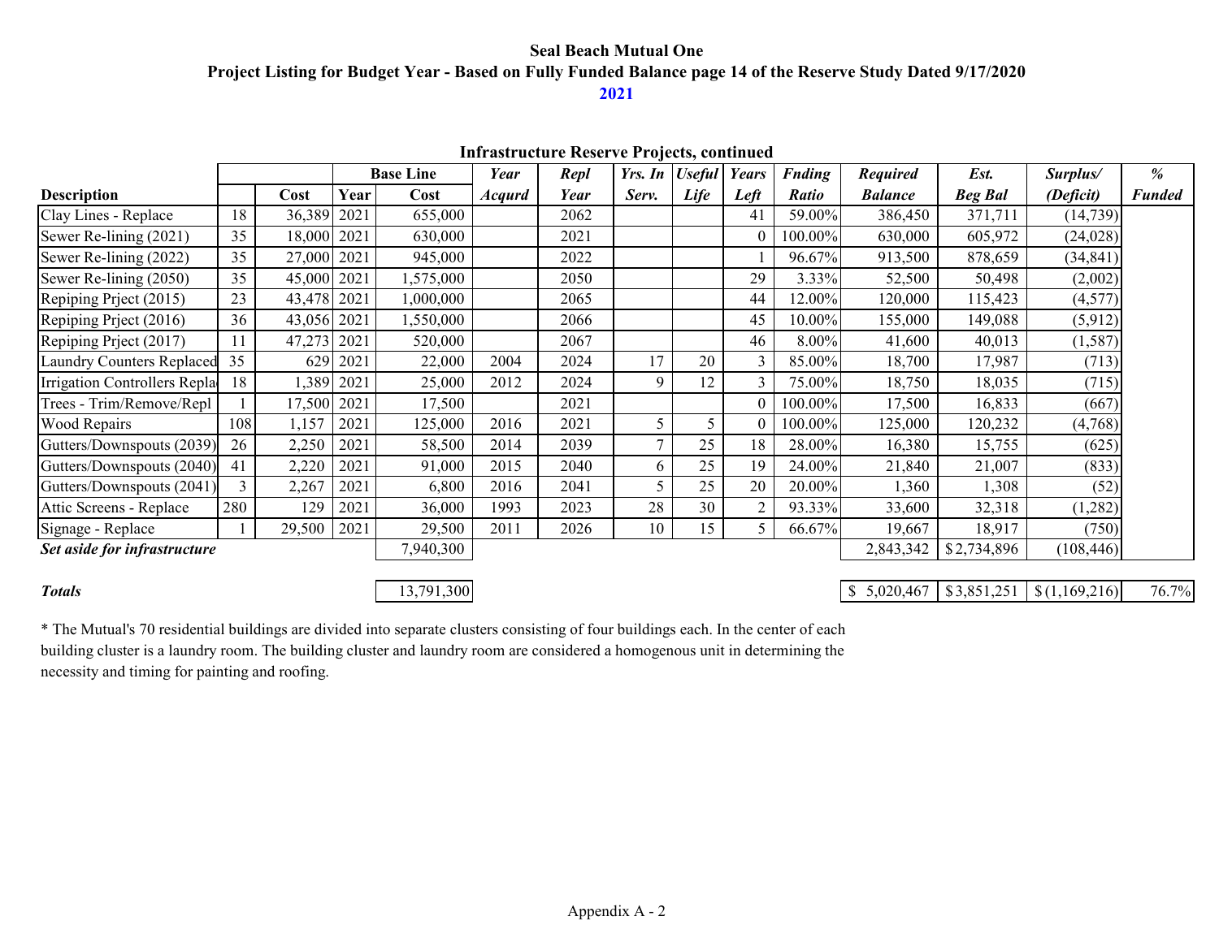**Seal Beach Mutual One**

**Project Listing for Budget Year - Based on Fully Funded Balance page 14 of the Reserve Study Dated 9/17/2020**

**2021**

**Infrastructure Reserve Projects, continued**

| | | | Base Line | | *Year* | *Repl* | *Yrs. In* | *Useful* | *Years* | *Fnding* | *Required* | *Est.* | *Surplus/* | *%* |
|---|---|---|---|---|---|---|---|---|---|---|---|---|---|---|
| **Description** | | **Cost** | **Year** | **Cost** | *Acqurd* | *Year* | *Serv.* | *Life* | *Left* | *Ratio* | *Balance* | *Beg Bal* | *(Deficit)* | *Funded* |
| Clay Lines - Replace | 18 | 36,389 | 2021 | 655,000 | | 2062 | | | 41 | 59.00% | 386,450 | 371,711 | (14,739) | |
| Sewer Re-lining (2021) | 35 | 18,000 | 2021 | 630,000 | | 2021 | | | 0 | 100.00% | 630,000 | 605,972 | (24,028) | |
| Sewer Re-lining (2022) | 35 | 27,000 | 2021 | 945,000 | | 2022 | | | 1 | 96.67% | 913,500 | 878,659 | (34,841) | |
| Sewer Re-lining (2050) | 35 | 45,000 | 2021 | 1,575,000 | | 2050 | | | 29 | 3.33% | 52,500 | 50,498 | (2,002) | |
| Repiping Prject (2015) | 23 | 43,478 | 2021 | 1,000,000 | | 2065 | | | 44 | 12.00% | 120,000 | 115,423 | (4,577) | |
| Repiping Prject (2016) | 36 | 43,056 | 2021 | 1,550,000 | | 2066 | | | 45 | 10.00% | 155,000 | 149,088 | (5,912) | |
| Repiping Prject (2017) | 11 | 47,273 | 2021 | 520,000 | | 2067 | | | 46 | 8.00% | 41,600 | 40,013 | (1,587) | |
| Laundry Counters Replaced | 35 | 629 | 2021 | 22,000 | 2004 | 2024 | 17 | 20 | 3 | 85.00% | 18,700 | 17,987 | (713) | |
| Irrigation Controllers Repla | 18 | 1,389 | 2021 | 25,000 | 2012 | 2024 | 9 | 12 | 3 | 75.00% | 18,750 | 18,035 | (715) | |
| Trees - Trim/Remove/Repl | 1 | 17,500 | 2021 | 17,500 | | 2021 | | | 0 | 100.00% | 17,500 | 16,833 | (667) | |
| Wood Repairs | 108 | 1,157 | 2021 | 125,000 | 2016 | 2021 | 5 | 5 | 0 | 100.00% | 125,000 | 120,232 | (4,768) | |
| Gutters/Downspouts (2039) | 26 | 2,250 | 2021 | 58,500 | 2014 | 2039 | 7 | 25 | 18 | 28.00% | 16,380 | 15,755 | (625) | |
| Gutters/Downspouts (2040) | 41 | 2,220 | 2021 | 91,000 | 2015 | 2040 | 6 | 25 | 19 | 24.00% | 21,840 | 21,007 | (833) | |
| Gutters/Downspouts (2041) | 3 | 2,267 | 2021 | 6,800 | 2016 | 2041 | 5 | 25 | 20 | 20.00% | 1,360 | 1,308 | (52) | |
| Attic Screens - Replace | 280 | 129 | 2021 | 36,000 | 1993 | 2023 | 28 | 30 | 2 | 93.33% | 33,600 | 32,318 | (1,282) | |
| Signage - Replace | 1 | 29,500 | 2021 | 29,500 | 2011 | 2026 | 10 | 15 | 5 | 66.67% | 19,667 | 18,917 | (750) | |
| ***Set aside for infrastructure*** | | | | 7,940,300 | | | | | | | 2,843,342 | $2,734,896 | (108,446) | |
| | | | | | | | | | | | | | | |
| ***Totals*** | | | | 13,791,300 | | | | | | | $ 5,020,467 | $3,851,251 | $(1,169,216) | 76.7% |

* The Mutual's 70 residential buildings are divided into separate clusters consisting of four buildings each. In the center of each building cluster is a laundry room. The building cluster and laundry room are considered a homogenous unit in determining the necessity and timing for painting and roofing.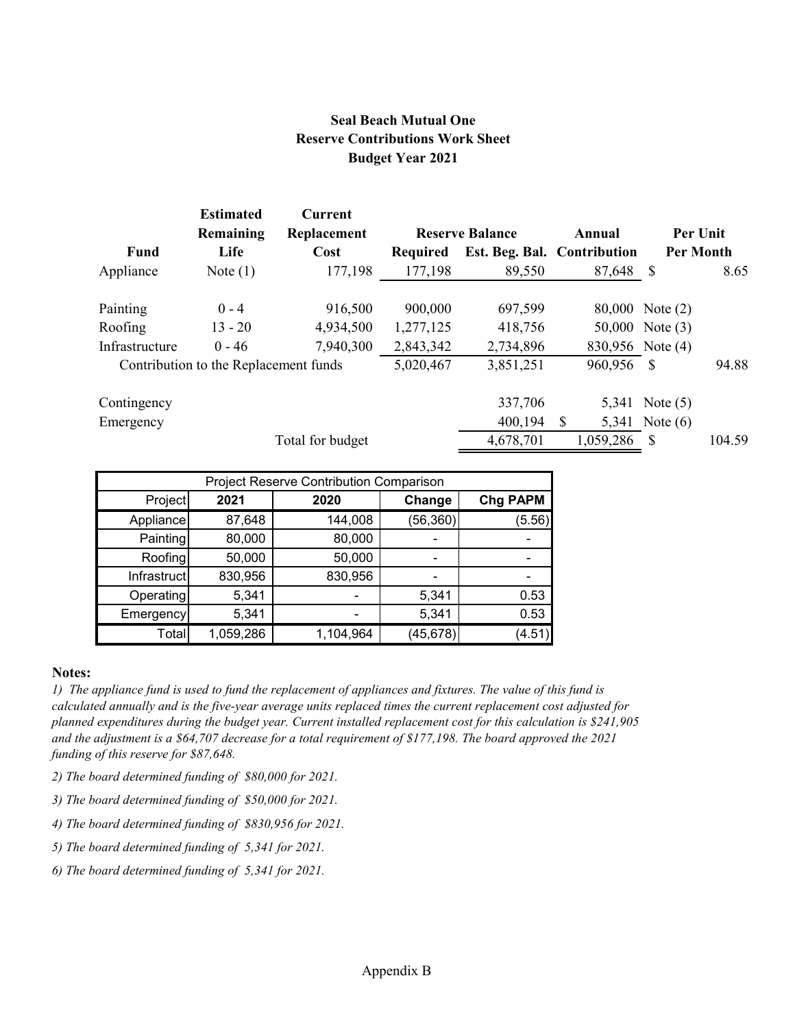# Seal Beach Mutual One

## Reserve Contributions Work Sheet

## Budget Year 2021

| Fund | Estimated Remaining Life | Current Replacement Cost | Reserve Balance Required | Reserve Balance Est. Beg. Bal. | Annual Contribution | Per Unit Per Month |
|---|---|---|---|---|---|---|
| Appliance | Note (1) | 177,198 | 177,198 | 89,550 | 87,648 | $ 8.65 |
| Painting | 0 - 4 | 916,500 | 900,000 | 697,599 | 80,000 | Note (2) |
| Roofing | 13 - 20 | 4,934,500 | 1,277,125 | 418,756 | 50,000 | Note (3) |
| Infrastructure | 0 - 46 | 7,940,300 | 2,843,342 | 2,734,896 | 830,956 | Note (4) |
| Contribution to the Replacement funds | | | 5,020,467 | 3,851,251 | 960,956 | $ 94.88 |
| Contingency | | | | 337,706 | 5,341 | Note (5) |
| Emergency | | | | 400,194 | $ 5,341 | Note (6) |
| | | Total for budget | | 4,678,701 | 1,059,286 | $ 104.59 |

| Project Reserve Contribution Comparison | | | | |
|---|---|---|---|---|
| Project | 2021 | 2020 | Change | Chg PAPM |
| Appliance | 87,648 | 144,008 | (56,360) | (5.56) |
| Painting | 80,000 | 80,000 | - | - |
| Roofing | 50,000 | 50,000 | - | - |
| Infrastruct | 830,956 | 830,956 | - | - |
| Operating | 5,341 | - | 5,341 | 0.53 |
| Emergency | 5,341 | - | 5,341 | 0.53 |
| Total | 1,059,286 | 1,104,964 | (45,678) | (4.51) |

**Notes:**

*1) The appliance fund is used to fund the replacement of appliances and fixtures. The value of this fund is calculated annually and is the five-year average units replaced times the current replacement cost adjusted for planned expenditures during the budget year. Current installed replacement cost for this calculation is $241,905 and the adjustment is a $64,707 decrease for a total requirement of $177,198. The board approved the 2021 funding of this reserve for $87,648.*

*2) The board determined funding of $80,000 for 2021.*

*3) The board determined funding of $50,000 for 2021.*

*4) The board determined funding of $830,956 for 2021.*

*5) The board determined funding of 5,341 for 2021.*

*6) The board determined funding of 5,341 for 2021.*

Appendix B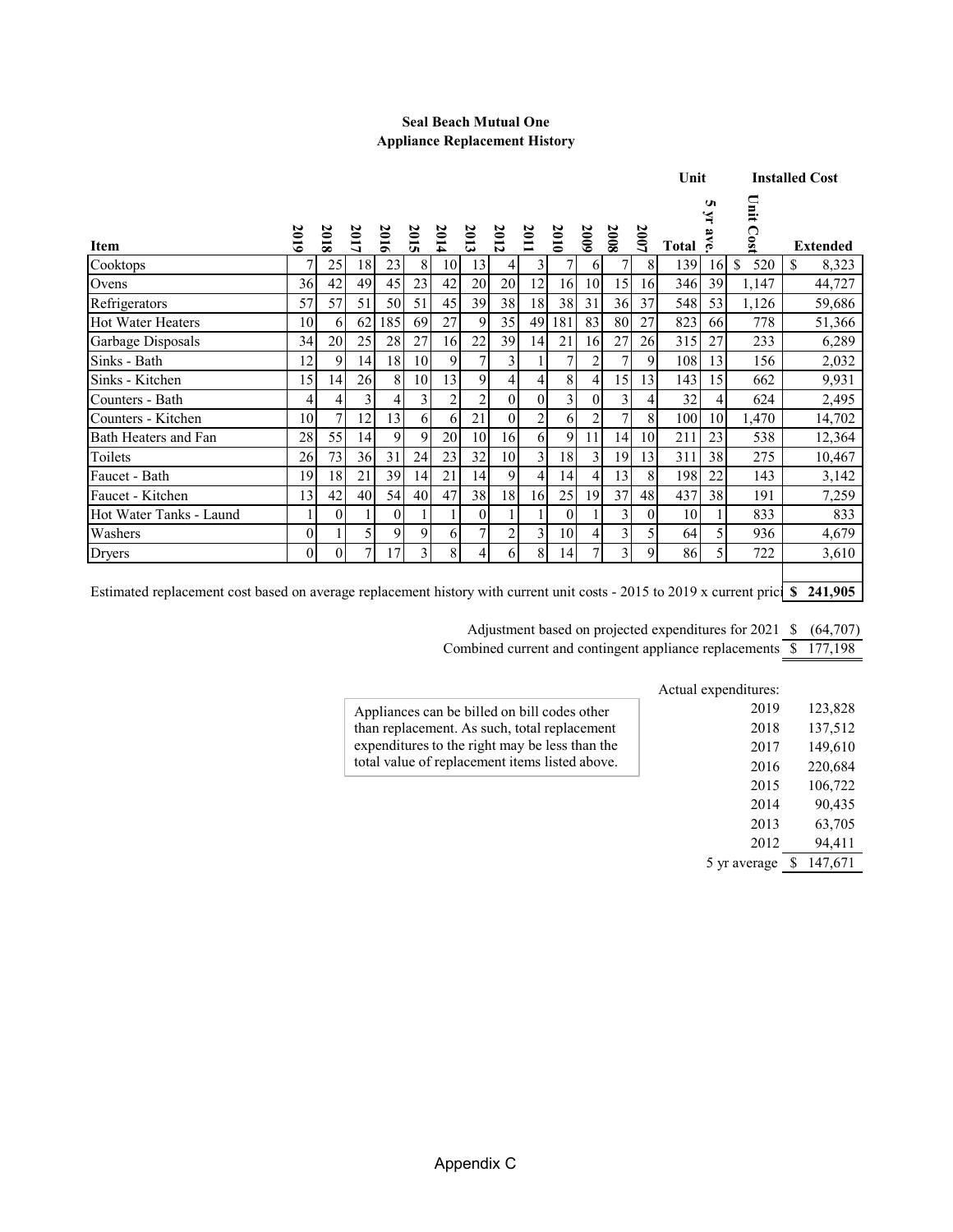**Seal Beach Mutual One**
**Appliance Replacement History**

| Item | 2019 | 2018 | 2017 | 2016 | 2015 | 2014 | 2013 | 2012 | 2011 | 2010 | 2009 | 2008 | 2007 | Unit Total | 5 yr ave. | Installed Cost Unit Cost | Extended |
|---|---|---|---|---|---|---|---|---|---|---|---|---|---|---|---|---|---|
| Cooktops | 7 | 25 | 18 | 23 | 8 | 10 | 13 | 4 | 3 | 7 | 6 | 7 | 8 | 139 | 16 | $ 520 | $ 8,323 |
| Ovens | 36 | 42 | 49 | 45 | 23 | 42 | 20 | 20 | 12 | 16 | 10 | 15 | 16 | 346 | 39 | 1,147 | 44,727 |
| Refrigerators | 57 | 57 | 51 | 50 | 51 | 45 | 39 | 38 | 18 | 38 | 31 | 36 | 37 | 548 | 53 | 1,126 | 59,686 |
| Hot Water Heaters | 10 | 6 | 62 | 185 | 69 | 27 | 9 | 35 | 49 | 181 | 83 | 80 | 27 | 823 | 66 | 778 | 51,366 |
| Garbage Disposals | 34 | 20 | 25 | 28 | 27 | 16 | 22 | 39 | 14 | 21 | 16 | 27 | 26 | 315 | 27 | 233 | 6,289 |
| Sinks - Bath | 12 | 9 | 14 | 18 | 10 | 9 | 7 | 3 | 1 | 7 | 2 | 7 | 9 | 108 | 13 | 156 | 2,032 |
| Sinks - Kitchen | 15 | 14 | 26 | 8 | 10 | 13 | 9 | 4 | 4 | 8 | 4 | 15 | 13 | 143 | 15 | 662 | 9,931 |
| Counters - Bath | 4 | 4 | 3 | 4 | 3 | 2 | 2 | 0 | 0 | 3 | 0 | 3 | 4 | 32 | 4 | 624 | 2,495 |
| Counters - Kitchen | 10 | 7 | 12 | 13 | 6 | 6 | 21 | 0 | 2 | 6 | 2 | 7 | 8 | 100 | 10 | 1,470 | 14,702 |
| Bath Heaters and Fan | 28 | 55 | 14 | 9 | 9 | 20 | 10 | 16 | 6 | 9 | 11 | 14 | 10 | 211 | 23 | 538 | 12,364 |
| Toilets | 26 | 73 | 36 | 31 | 24 | 23 | 32 | 10 | 3 | 18 | 3 | 19 | 13 | 311 | 38 | 275 | 10,467 |
| Faucet - Bath | 19 | 18 | 21 | 39 | 14 | 21 | 14 | 9 | 4 | 14 | 4 | 13 | 8 | 198 | 22 | 143 | 3,142 |
| Faucet - Kitchen | 13 | 42 | 40 | 54 | 40 | 47 | 38 | 18 | 16 | 25 | 19 | 37 | 48 | 437 | 38 | 191 | 7,259 |
| Hot Water Tanks - Laund | 1 | 0 | 1 | 0 | 1 | 1 | 0 | 1 | 1 | 0 | 1 | 3 | 0 | 10 | 1 | 833 | 833 |
| Washers | 0 | 1 | 5 | 9 | 9 | 6 | 7 | 2 | 3 | 10 | 4 | 3 | 5 | 64 | 5 | 936 | 4,679 |
| Dryers | 0 | 0 | 7 | 17 | 3 | 8 | 4 | 6 | 8 | 14 | 7 | 3 | 9 | 86 | 5 | 722 | 3,610 |

Estimated replacement cost based on average replacement history with current unit costs - 2015 to 2019 x current pric **$ 241,905**

Adjustment based on projected expenditures for 2021 $ (64,707)

Combined current and contingent appliance replacements $ 177,198

Appliances can be billed on bill codes other than replacement. As such, total replacement expenditures to the right may be less than the total value of replacement items listed above.

| Actual expenditures: | |
|---|---|
| 2019 | 123,828 |
| 2018 | 137,512 |
| 2017 | 149,610 |
| 2016 | 220,684 |
| 2015 | 106,722 |
| 2014 | 90,435 |
| 2013 | 63,705 |
| 2012 | 94,411 |
| 5 yr average | $ 147,671 |

Appendix C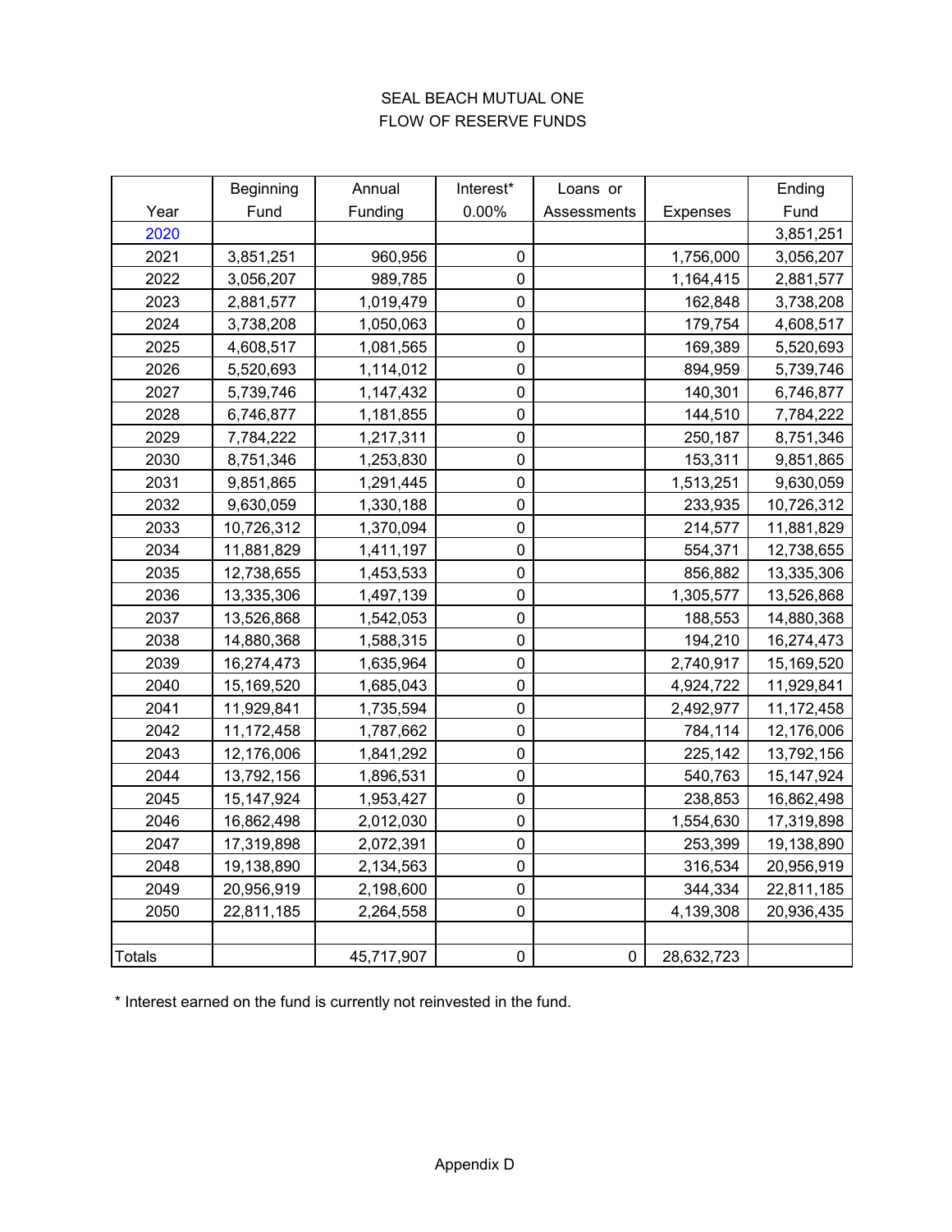# SEAL BEACH MUTUAL ONE
## FLOW OF RESERVE FUNDS

| Year | Beginning Fund | Annual Funding | Interest* 0.00% | Loans or Assessments | Expenses | Ending Fund |
|---|---|---|---|---|---|---|
| 2020 | | | | | | 3,851,251 |
| 2021 | 3,851,251 | 960,956 | 0 | | 1,756,000 | 3,056,207 |
| 2022 | 3,056,207 | 989,785 | 0 | | 1,164,415 | 2,881,577 |
| 2023 | 2,881,577 | 1,019,479 | 0 | | 162,848 | 3,738,208 |
| 2024 | 3,738,208 | 1,050,063 | 0 | | 179,754 | 4,608,517 |
| 2025 | 4,608,517 | 1,081,565 | 0 | | 169,389 | 5,520,693 |
| 2026 | 5,520,693 | 1,114,012 | 0 | | 894,959 | 5,739,746 |
| 2027 | 5,739,746 | 1,147,432 | 0 | | 140,301 | 6,746,877 |
| 2028 | 6,746,877 | 1,181,855 | 0 | | 144,510 | 7,784,222 |
| 2029 | 7,784,222 | 1,217,311 | 0 | | 250,187 | 8,751,346 |
| 2030 | 8,751,346 | 1,253,830 | 0 | | 153,311 | 9,851,865 |
| 2031 | 9,851,865 | 1,291,445 | 0 | | 1,513,251 | 9,630,059 |
| 2032 | 9,630,059 | 1,330,188 | 0 | | 233,935 | 10,726,312 |
| 2033 | 10,726,312 | 1,370,094 | 0 | | 214,577 | 11,881,829 |
| 2034 | 11,881,829 | 1,411,197 | 0 | | 554,371 | 12,738,655 |
| 2035 | 12,738,655 | 1,453,533 | 0 | | 856,882 | 13,335,306 |
| 2036 | 13,335,306 | 1,497,139 | 0 | | 1,305,577 | 13,526,868 |
| 2037 | 13,526,868 | 1,542,053 | 0 | | 188,553 | 14,880,368 |
| 2038 | 14,880,368 | 1,588,315 | 0 | | 194,210 | 16,274,473 |
| 2039 | 16,274,473 | 1,635,964 | 0 | | 2,740,917 | 15,169,520 |
| 2040 | 15,169,520 | 1,685,043 | 0 | | 4,924,722 | 11,929,841 |
| 2041 | 11,929,841 | 1,735,594 | 0 | | 2,492,977 | 11,172,458 |
| 2042 | 11,172,458 | 1,787,662 | 0 | | 784,114 | 12,176,006 |
| 2043 | 12,176,006 | 1,841,292 | 0 | | 225,142 | 13,792,156 |
| 2044 | 13,792,156 | 1,896,531 | 0 | | 540,763 | 15,147,924 |
| 2045 | 15,147,924 | 1,953,427 | 0 | | 238,853 | 16,862,498 |
| 2046 | 16,862,498 | 2,012,030 | 0 | | 1,554,630 | 17,319,898 |
| 2047 | 17,319,898 | 2,072,391 | 0 | | 253,399 | 19,138,890 |
| 2048 | 19,138,890 | 2,134,563 | 0 | | 316,534 | 20,956,919 |
| 2049 | 20,956,919 | 2,198,600 | 0 | | 344,334 | 22,811,185 |
| 2050 | 22,811,185 | 2,264,558 | 0 | | 4,139,308 | 20,936,435 |
| | | | | | | |
| Totals | | 45,717,907 | 0 | 0 | 28,632,723 | |

* Interest earned on the fund is currently not reinvested in the fund.

Appendix D